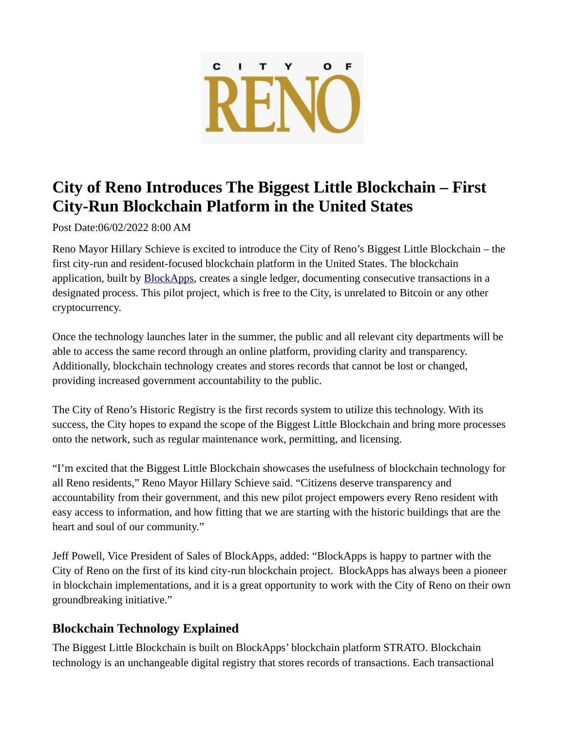# City of Reno Introduces The Biggest Little Blockchain – First City-Run Blockchain Platform in the United States

Post Date:06/02/2022 8:00 AM

Reno Mayor Hillary Schieve is excited to introduce the City of Reno's Biggest Little Blockchain – the first city-run and resident-focused blockchain platform in the United States. The blockchain application, built by [BlockApps](), creates a single ledger, documenting consecutive transactions in a designated process. This pilot project, which is free to the City, is unrelated to Bitcoin or any other cryptocurrency.

Once the technology launches later in the summer, the public and all relevant city departments will be able to access the same record through an online platform, providing clarity and transparency. Additionally, blockchain technology creates and stores records that cannot be lost or changed, providing increased government accountability to the public.

The City of Reno's Historic Registry is the first records system to utilize this technology. With its success, the City hopes to expand the scope of the Biggest Little Blockchain and bring more processes onto the network, such as regular maintenance work, permitting, and licensing.

"I'm excited that the Biggest Little Blockchain showcases the usefulness of blockchain technology for all Reno residents," Reno Mayor Hillary Schieve said. "Citizens deserve transparency and accountability from their government, and this new pilot project empowers every Reno resident with easy access to information, and how fitting that we are starting with the historic buildings that are the heart and soul of our community."

Jeff Powell, Vice President of Sales of BlockApps, added: "BlockApps is happy to partner with the City of Reno on the first of its kind city-run blockchain project. BlockApps has always been a pioneer in blockchain implementations, and it is a great opportunity to work with the City of Reno on their own groundbreaking initiative."

## Blockchain Technology Explained

The Biggest Little Blockchain is built on BlockApps' blockchain platform STRATO. Blockchain technology is an unchangeable digital registry that stores records of transactions. Each transactional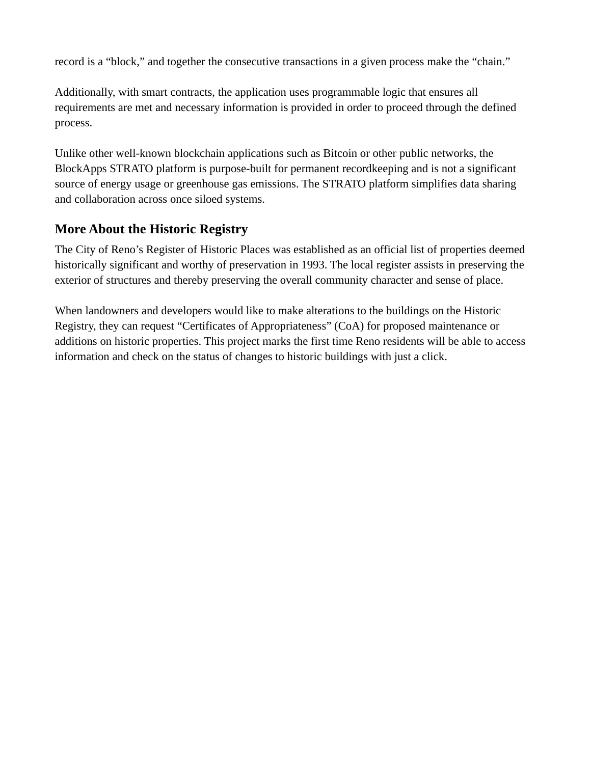record is a “block,” and together the consecutive transactions in a given process make the “chain.”

Additionally, with smart contracts, the application uses programmable logic that ensures all requirements are met and necessary information is provided in order to proceed through the defined process.

Unlike other well-known blockchain applications such as Bitcoin or other public networks, the BlockApps STRATO platform is purpose-built for permanent recordkeeping and is not a significant source of energy usage or greenhouse gas emissions. The STRATO platform simplifies data sharing and collaboration across once siloed systems.

## More About the Historic Registry

The City of Reno’s Register of Historic Places was established as an official list of properties deemed historically significant and worthy of preservation in 1993. The local register assists in preserving the exterior of structures and thereby preserving the overall community character and sense of place.

When landowners and developers would like to make alterations to the buildings on the Historic Registry, they can request “Certificates of Appropriateness” (CoA) for proposed maintenance or additions on historic properties. This project marks the first time Reno residents will be able to access information and check on the status of changes to historic buildings with just a click.